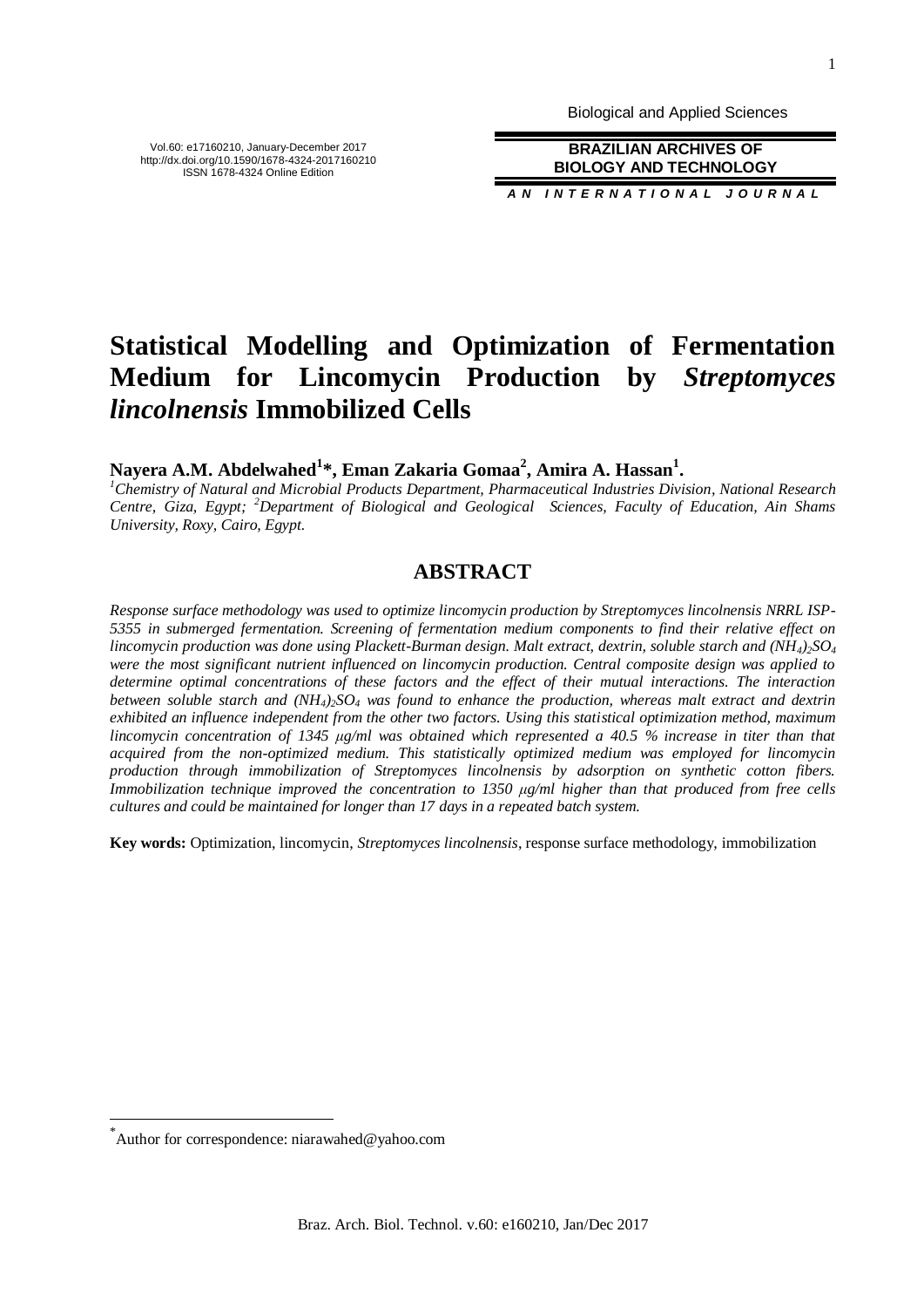# Statistical Modelling and Optimization of Fermentation Medium for Lincomycin Production by *Streptomyces lincolnensis* Immobilized Cells

**Nayera A.M. Abdelwahed[1]\*, Eman Zakaria Gomaa[2], Amira A. Hassan[1].**

*[1]Chemistry of Natural and Microbial Products Department, Pharmaceutical Industries Division, National Research Centre, Giza, Egypt; [2]Department of Biological and Geological Sciences, Faculty of Education, Ain Shams University, Roxy, Cairo, Egypt.*

## ABSTRACT

*Response surface methodology was used to optimize lincomycin production by Streptomyces lincolnensis NRRL ISP-5355 in submerged fermentation. Screening of fermentation medium components to find their relative effect on lincomycin production was done using Plackett-Burman design. Malt extract, dextrin, soluble starch and $(NH_4)_2SO_4$ were the most significant nutrient influenced on lincomycin production. Central composite design was applied to determine optimal concentrations of these factors and the effect of their mutual interactions. The interaction between soluble starch and $(NH_4)_2SO_4$ was found to enhance the production, whereas malt extract and dextrin exhibited an influence independent from the other two factors. Using this statistical optimization method, maximum lincomycin concentration of 1345 μg/ml was obtained which represented a 40.5 % increase in titer than that acquired from the non-optimized medium. This statistically optimized medium was employed for lincomycin production through immobilization of Streptomyces lincolnensis by adsorption on synthetic cotton fibers. Immobilization technique improved the concentration to 1350 μg/ml higher than that produced from free cells cultures and could be maintained for longer than 17 days in a repeated batch system.*

**Key words:** Optimization, lincomycin, *Streptomyces lincolnensis*, response surface methodology, immobilization

\*Author for correspondence: niarawahed@yahoo.com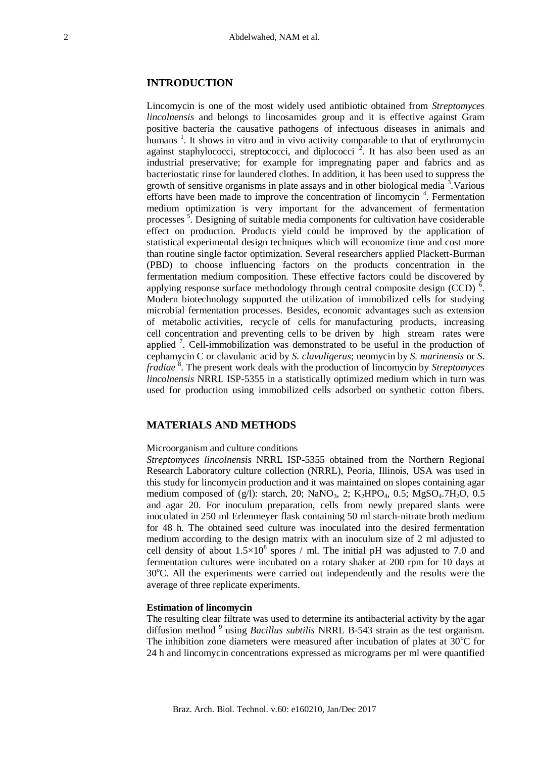## INTRODUCTION

Lincomycin is one of the most widely used antibiotic obtained from *Streptomyces lincolnensis* and belongs to lincosamides group and it is effective against Gram positive bacteria the causative pathogens of infectuous diseases in animals and humans [1]. It shows in vitro and in vivo activity comparable to that of erythromycin against staphylococci, streptococci, and diplococci [2]. It has also been used as an industrial preservative; for example for impregnating paper and fabrics and as bacteriostatic rinse for laundered clothes. In addition, it has been used to suppress the growth of sensitive organisms in plate assays and in other biological media [3].Various efforts have been made to improve the concentration of lincomycin [4]. Fermentation medium optimization is very important for the advancement of fermentation processes [5]. Designing of suitable media components for cultivation have cosiderable effect on production. Products yield could be improved by the application of statistical experimental design techniques which will economize time and cost more than routine single factor optimization. Several researchers applied Plackett-Burman (PBD) to choose influencing factors on the products concentration in the fermentation medium composition. These effective factors could be discovered by applying response surface methodology through central composite design (CCD) [6]. Modern biotechnology supported the utilization of immobilized cells for studying microbial fermentation processes. Besides, economic advantages such as extension of metabolic activities, recycle of cells for manufacturing products, increasing cell concentration and preventing cells to be driven by high stream rates were applied [7]. Cell-immobilization was demonstrated to be useful in the production of cephamycin C or clavulanic acid by *S. clavuligerus*; neomycin by *S. marinensis* or *S. fradiae* [8]. The present work deals with the production of lincomycin by *Streptomyces lincolnensis* NRRL ISP-5355 in a statistically optimized medium which in turn was used for production using immobilized cells adsorbed on synthetic cotton fibers.

## MATERIALS AND METHODS

Microorganism and culture conditions

*Streptomyces lincolnensis* NRRL ISP-5355 obtained from the Northern Regional Research Laboratory culture collection (NRRL), Peoria, Illinois, USA was used in this study for lincomycin production and it was maintained on slopes containing agar medium composed of (g/l): starch, 20; $NaNO_3$, 2; $K_2HPO_4$, 0.5; $MgSO_4.7H_2O$, 0.5 and agar 20. For inoculum preparation, cells from newly prepared slants were inoculated in 250 ml Erlenmeyer flask containing 50 ml starch-nitrate broth medium for 48 h. The obtained seed culture was inoculated into the desired fermentation medium according to the design matrix with an inoculum size of 2 ml adjusted to cell density of about $1.5\times10^8$ spores / ml. The initial pH was adjusted to 7.0 and fermentation cultures were incubated on a rotary shaker at 200 rpm for 10 days at 30°C. All the experiments were carried out independently and the results were the average of three replicate experiments.

**Estimation of lincomycin**

The resulting clear filtrate was used to determine its antibacterial activity by the agar diffusion method [9] using *Bacillus subtilis* NRRL B-543 strain as the test organism. The inhibition zone diameters were measured after incubation of plates at 30°C for 24 h and lincomycin concentrations expressed as micrograms per ml were quantified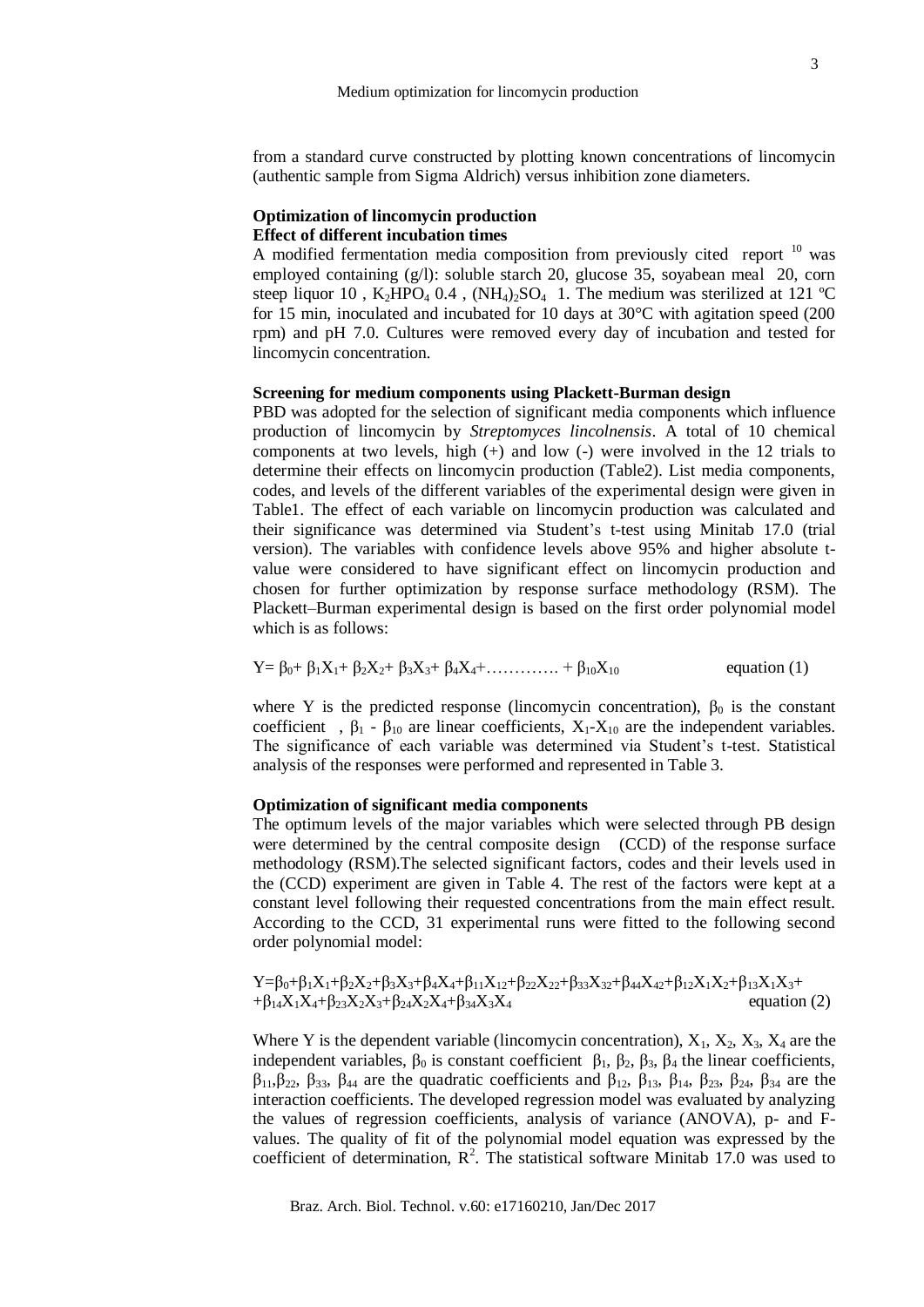from a standard curve constructed by plotting known concentrations of lincomycin (authentic sample from Sigma Aldrich) versus inhibition zone diameters.

## Optimization of lincomycin production

### Effect of different incubation times

A modified fermentation media composition from previously cited report [10] was employed containing (g/l): soluble starch 20, glucose 35, soyabean meal 20, corn steep liquor 10 , $K_2HPO_4$ 0.4 , $(NH_4)_2SO_4$ 1. The medium was sterilized at 121 ºC for 15 min, inoculated and incubated for 10 days at 30°C with agitation speed (200 rpm) and pH 7.0. Cultures were removed every day of incubation and tested for lincomycin concentration.

### Screening for medium components using Plackett-Burman design

PBD was adopted for the selection of significant media components which influence production of lincomycin by *Streptomyces lincolnensis*. A total of 10 chemical components at two levels, high (+) and low (-) were involved in the 12 trials to determine their effects on lincomycin production (Table2). List media components, codes, and levels of the different variables of the experimental design were given in Table1. The effect of each variable on lincomycin production was calculated and their significance was determined via Student's t-test using Minitab 17.0 (trial version). The variables with confidence levels above 95% and higher absolute t-value were considered to have significant effect on lincomycin production and chosen for further optimization by response surface methodology (RSM). The Plackett–Burman experimental design is based on the first order polynomial model which is as follows:

$$Y= \beta_0+ \beta_1X_1+ \beta_2X_2+ \beta_3X_3+ \beta_4X_4+\ldots\ldots\ldots\ldots + \beta_{10}X_{10} \qquad \text{equation (1)}$$

where Y is the predicted response (lincomycin concentration), $\beta_0$ is the constant coefficient , $\beta_1$ - $\beta_{10}$ are linear coefficients, $X_1$-$X_{10}$ are the independent variables. The significance of each variable was determined via Student's t-test. Statistical analysis of the responses were performed and represented in Table 3.

### Optimization of significant media components

The optimum levels of the major variables which were selected through PB design were determined by the central composite design (CCD) of the response surface methodology (RSM).The selected significant factors, codes and their levels used in the (CCD) experiment are given in Table 4. The rest of the factors were kept at a constant level following their requested concentrations from the main effect result. According to the CCD, 31 experimental runs were fitted to the following second order polynomial model:

$$Y=\beta_0+\beta_1X_1+\beta_2X_2+\beta_3X_3+\beta_4X_4+\beta_{11}X_{12}+\beta_{22}X_{22}+\beta_{33}X_{32}+\beta_{44}X_{42}+\beta_{12}X_1X_2+\beta_{13}X_1X_3+ +\beta_{14}X_1X_4+\beta_{23}X_2X_3+\beta_{24}X_2X_4+\beta_{34}X_3X_4 \qquad \text{equation (2)}$$

Where Y is the dependent variable (lincomycin concentration), $X_1$, $X_2$, $X_3$, $X_4$ are the independent variables, $\beta_0$ is constant coefficient $\beta_1$, $\beta_2$, $\beta_3$, $\beta_4$ the linear coefficients, $\beta_{11}$,$\beta_{22}$, $\beta_{33}$, $\beta_{44}$ are the quadratic coefficients and $\beta_{12}$, $\beta_{13}$, $\beta_{14}$, $\beta_{23}$, $\beta_{24}$, $\beta_{34}$ are the interaction coefficients. The developed regression model was evaluated by analyzing the values of regression coefficients, analysis of variance (ANOVA), p- and F-values. The quality of fit of the polynomial model equation was expressed by the coefficient of determination, $R^2$. The statistical software Minitab 17.0 was used to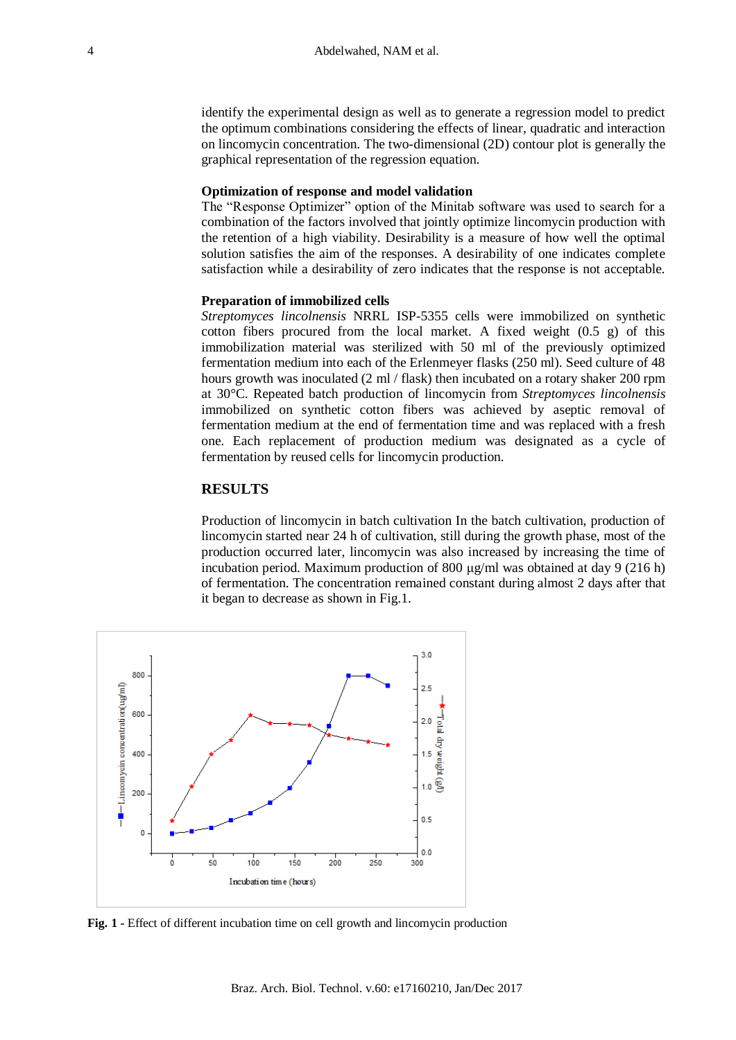identify the experimental design as well as to generate a regression model to predict the optimum combinations considering the effects of linear, quadratic and interaction on lincomycin concentration. The two-dimensional (2D) contour plot is generally the graphical representation of the regression equation.

**Optimization of response and model validation**

The "Response Optimizer" option of the Minitab software was used to search for a combination of the factors involved that jointly optimize lincomycin production with the retention of a high viability. Desirability is a measure of how well the optimal solution satisfies the aim of the responses. A desirability of one indicates complete satisfaction while a desirability of zero indicates that the response is not acceptable.

**Preparation of immobilized cells**

*Streptomyces lincolnensis* NRRL ISP-5355 cells were immobilized on synthetic cotton fibers procured from the local market. A fixed weight (0.5 g) of this immobilization material was sterilized with 50 ml of the previously optimized fermentation medium into each of the Erlenmeyer flasks (250 ml). Seed culture of 48 hours growth was inoculated (2 ml / flask) then incubated on a rotary shaker 200 rpm at 30°C. Repeated batch production of lincomycin from *Streptomyces lincolnensis* immobilized on synthetic cotton fibers was achieved by aseptic removal of fermentation medium at the end of fermentation time and was replaced with a fresh one. Each replacement of production medium was designated as a cycle of fermentation by reused cells for lincomycin production.

## RESULTS

Production of lincomycin in batch cultivation In the batch cultivation, production of lincomycin started near 24 h of cultivation, still during the growth phase, most of the production occurred later, lincomycin was also increased by increasing the time of incubation period. Maximum production of 800 μg/ml was obtained at day 9 (216 h) of fermentation. The concentration remained constant during almost 2 days after that it began to decrease as shown in Fig.1.

**Fig. 1 -** Effect of different incubation time on cell growth and lincomycin production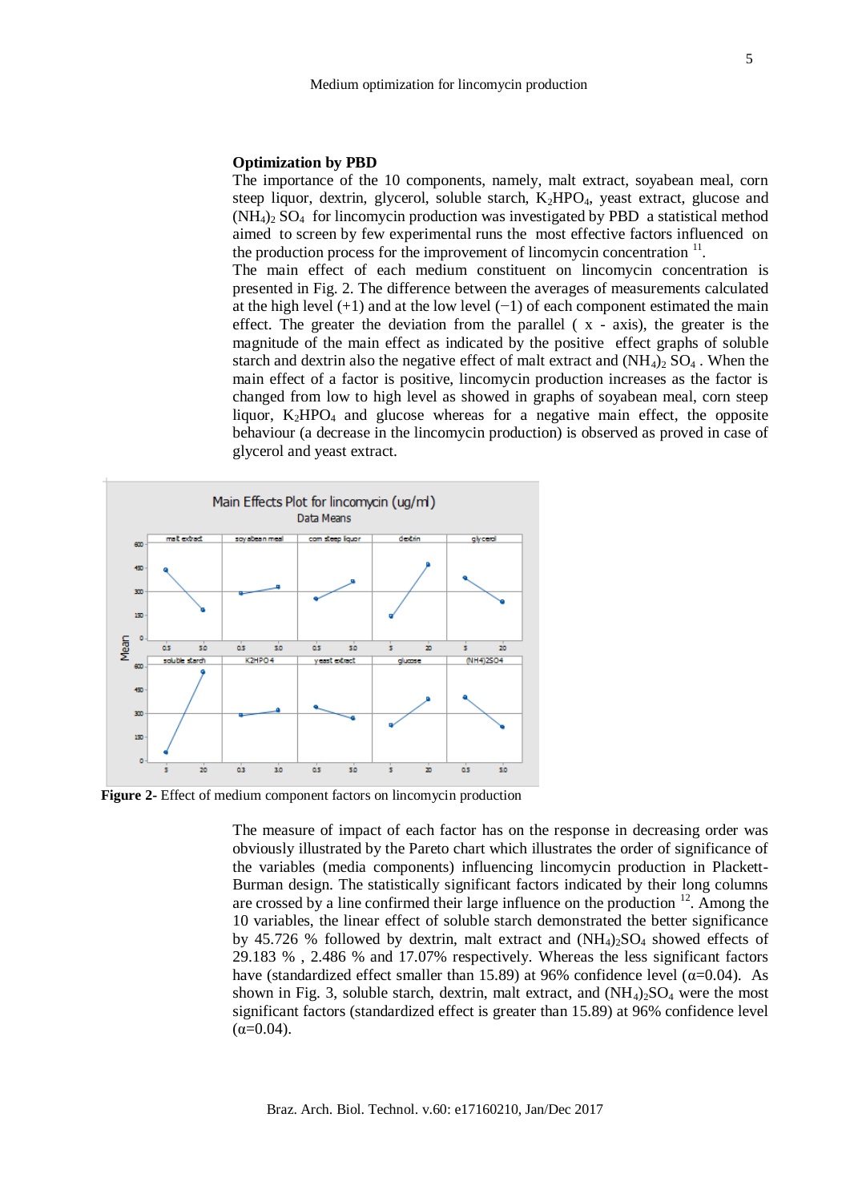### Optimization by PBD

The importance of the 10 components, namely, malt extract, soyabean meal, corn steep liquor, dextrin, glycerol, soluble starch, $K_2HPO_4$, yeast extract, glucose and $(NH_4)_2$ $SO_4$ for lincomycin production was investigated by PBD a statistical method aimed to screen by few experimental runs the most effective factors influenced on the production process for the improvement of lincomycin concentration [11].

The main effect of each medium constituent on lincomycin concentration is presented in Fig. 2. The difference between the averages of measurements calculated at the high level (+1) and at the low level (−1) of each component estimated the main effect. The greater the deviation from the parallel ( x - axis), the greater is the magnitude of the main effect as indicated by the positive effect graphs of soluble starch and dextrin also the negative effect of malt extract and $(NH_4)_2$ $SO_4$ . When the main effect of a factor is positive, lincomycin production increases as the factor is changed from low to high level as showed in graphs of soyabean meal, corn steep liquor, $K_2HPO_4$ and glucose whereas for a negative main effect, the opposite behaviour (a decrease in the lincomycin production) is observed as proved in case of glycerol and yeast extract.

**Figure 2-** Effect of medium component factors on lincomycin production

The measure of impact of each factor has on the response in decreasing order was obviously illustrated by the Pareto chart which illustrates the order of significance of the variables (media components) influencing lincomycin production in Plackett-Burman design. The statistically significant factors indicated by their long columns are crossed by a line confirmed their large influence on the production [12]. Among the 10 variables, the linear effect of soluble starch demonstrated the better significance by 45.726 % followed by dextrin, malt extract and $(NH_4)_2SO_4$ showed effects of 29.183 % , 2.486 % and 17.07% respectively. Whereas the less significant factors have (standardized effect smaller than 15.89) at 96% confidence level ($\alpha$=0.04). As shown in Fig. 3, soluble starch, dextrin, malt extract, and $(NH_4)_2SO_4$ were the most significant factors (standardized effect is greater than 15.89) at 96% confidence level ($\alpha$=0.04).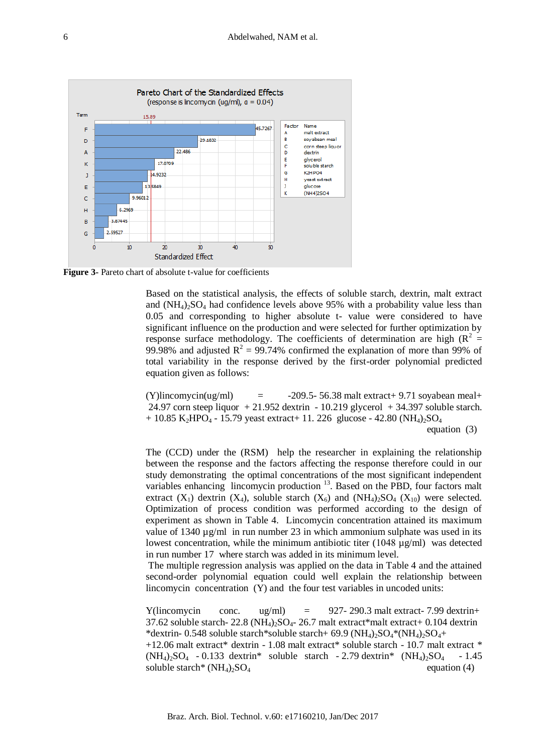**Figure 3**- Pareto chart of absolute t-value for coefficients

Based on the statistical analysis, the effects of soluble starch, dextrin, malt extract and $(NH_4)_2SO_4$ had confidence levels above 95% with a probability value less than 0.05 and corresponding to higher absolute t- value were considered to have significant influence on the production and were selected for further optimization by response surface methodology. The coefficients of determination are high ($R^2$ = 99.98% and adjusted $R^2$ = 99.74% confirmed the explanation of more than 99% of total variability in the response derived by the first-order polynomial predicted equation given as follows:

(Y)lincomycin(ug/ml) = -209.5- 56.38 malt extract+ 9.71 soyabean meal+ 24.97 corn steep liquor + 21.952 dextrin - 10.219 glycerol + 34.397 soluble starch. + 10.85 $K_2HPO_4$ - 15.79 yeast extract+ 11. 226 glucose - 42.80 $(NH_4)_2SO_4$ equation (3)

The (CCD) under the (RSM) help the researcher in explaining the relationship between the response and the factors affecting the response therefore could in our study demonstrating the optimal concentrations of the most significant independent variables enhancing lincomycin production [13]. Based on the PBD, four factors malt extract ($X_1$) dextrin ($X_4$), soluble starch ($X_6$) and $(NH_4)_2SO_4$ ($X_{10}$) were selected. Optimization of process condition was performed according to the design of experiment as shown in Table 4. Lincomycin concentration attained its maximum value of 1340 µg/ml in run number 23 in which ammonium sulphate was used in its lowest concentration, while the minimum antibiotic titer (1048 µg/ml) was detected in run number 17 where starch was added in its minimum level.

The multiple regression analysis was applied on the data in Table 4 and the attained second-order polynomial equation could well explain the relationship between lincomycin concentration (Y) and the four test variables in uncoded units:

Y(lincomycin conc. ug/ml) = 927- 290.3 malt extract- 7.99 dextrin+ 37.62 soluble starch- 22.8 $(NH_4)_2SO_4$- 26.7 malt extract*malt extract+ 0.104 dextrin *dextrin- 0.548 soluble starch*soluble starch+ 69.9 $(NH_4)_2SO_4$*$(NH_4)_2SO_4$+ +12.06 malt extract* dextrin - 1.08 malt extract* soluble starch - 10.7 malt extract * $(NH_4)_2SO_4$ - 0.133 dextrin* soluble starch - 2.79 dextrin* $(NH_4)_2SO_4$ - 1.45 soluble starch* $(NH_4)_2SO_4$ equation (4)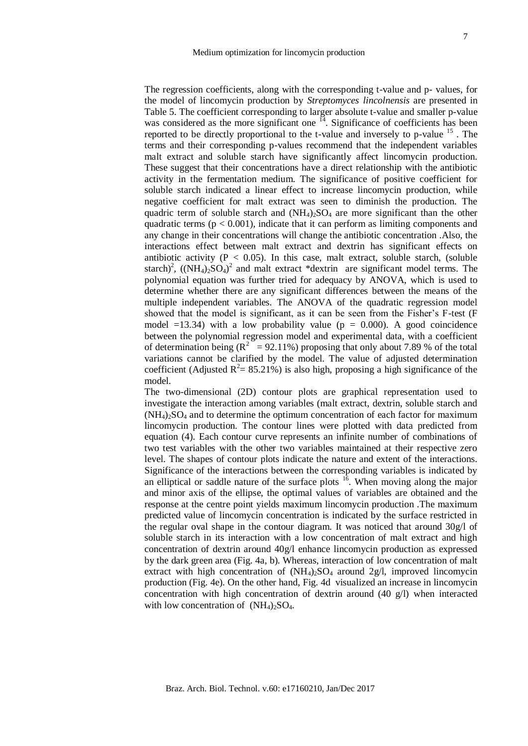The regression coefficients, along with the corresponding t-value and p- values, for the model of lincomycin production by *Streptomyces lincolnensis* are presented in Table 5. The coefficient corresponding to larger absolute t-value and smaller p-value was considered as the more significant one [14]. Significance of coefficients has been reported to be directly proportional to the t-value and inversely to p-value [15] . The terms and their corresponding p-values recommend that the independent variables malt extract and soluble starch have significantly affect lincomycin production. These suggest that their concentrations have a direct relationship with the antibiotic activity in the fermentation medium. The significance of positive coefficient for soluble starch indicated a linear effect to increase lincomycin production, while negative coefficient for malt extract was seen to diminish the production. The quadric term of soluble starch and $(NH_4)_2SO_4$ are more significant than the other quadratic terms ($p < 0.001$), indicate that it can perform as limiting components and any change in their concentrations will change the antibiotic concentration .Also, the interactions effect between malt extract and dextrin has significant effects on antibiotic activity ($P < 0.05$). In this case, malt extract, soluble starch, (soluble starch)$^2$, $((NH_4)_2SO_4)^2$ and malt extract *dextrin are significant model terms. The polynomial equation was further tried for adequacy by ANOVA, which is used to determine whether there are any significant differences between the means of the multiple independent variables. The ANOVA of the quadratic regression model showed that the model is significant, as it can be seen from the Fisher's F-test (F model =13.34) with a low probability value ($p = 0.000$). A good coincidence between the polynomial regression model and experimental data, with a coefficient of determination being ($R^2 = 92.11\%$) proposing that only about 7.89 % of the total variations cannot be clarified by the model. The value of adjusted determination coefficient (Adjusted $R^2 = 85.21\%$) is also high, proposing a high significance of the model.

The two-dimensional (2D) contour plots are graphical representation used to investigate the interaction among variables (malt extract, dextrin, soluble starch and $(NH_4)_2SO_4$ and to determine the optimum concentration of each factor for maximum lincomycin production. The contour lines were plotted with data predicted from equation (4). Each contour curve represents an infinite number of combinations of two test variables with the other two variables maintained at their respective zero level. The shapes of contour plots indicate the nature and extent of the interactions. Significance of the interactions between the corresponding variables is indicated by an elliptical or saddle nature of the surface plots [16]. When moving along the major and minor axis of the ellipse, the optimal values of variables are obtained and the response at the centre point yields maximum lincomycin production .The maximum predicted value of lincomycin concentration is indicated by the surface restricted in the regular oval shape in the contour diagram. It was noticed that around 30g/l of soluble starch in its interaction with a low concentration of malt extract and high concentration of dextrin around 40g/l enhance lincomycin production as expressed by the dark green area (Fig. 4a, b). Whereas, interaction of low concentration of malt extract with high concentration of $(NH_4)_2SO_4$ around 2g/l, improved lincomycin production (Fig. 4e). On the other hand, Fig. 4d visualized an increase in lincomycin concentration with high concentration of dextrin around (40 g/l) when interacted with low concentration of $(NH_4)_2SO_4$.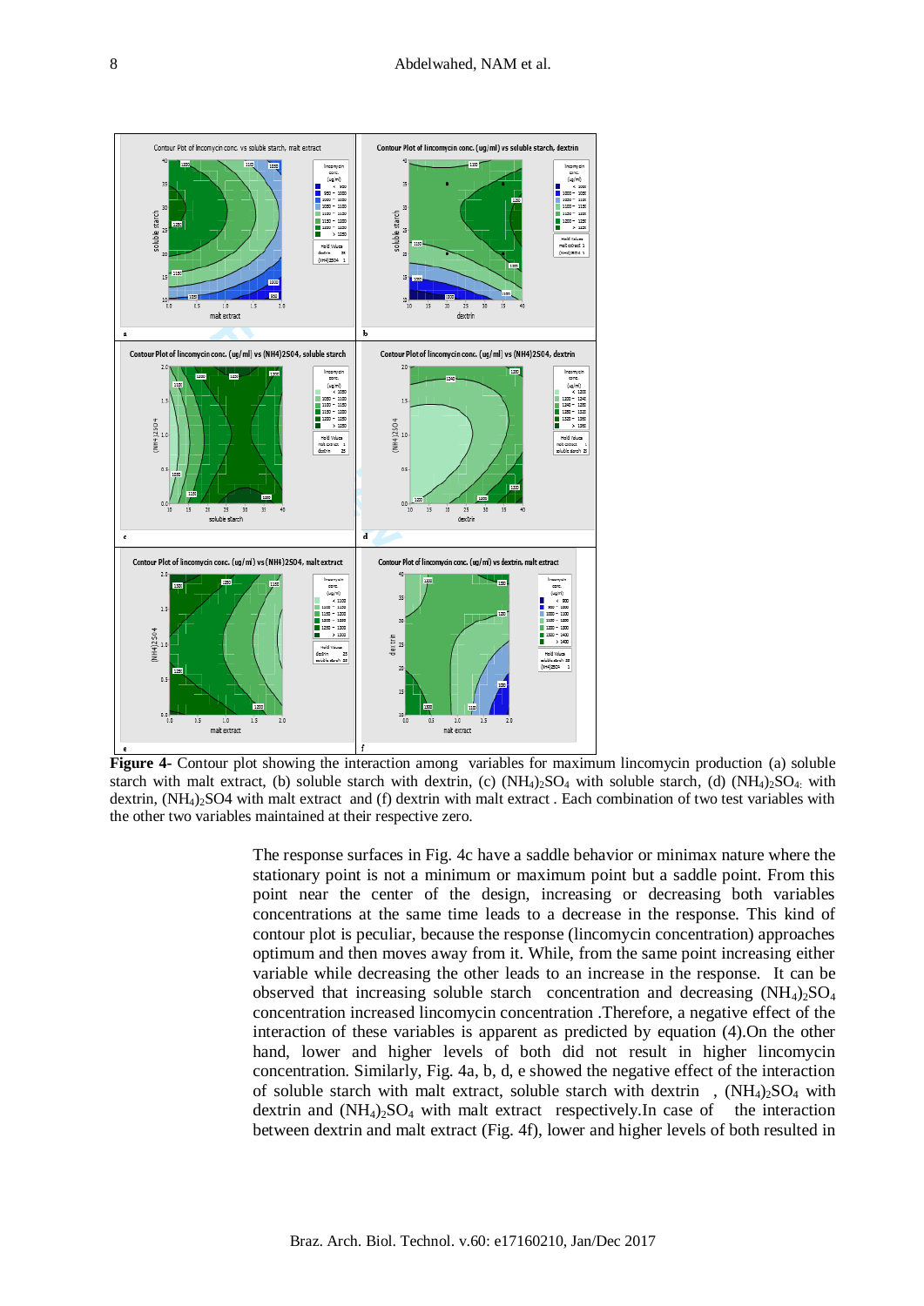**Figure 4-** Contour plot showing the interaction among variables for maximum lincomycin production (a) soluble starch with malt extract, (b) soluble starch with dextrin, (c) $(NH_4)_2SO_4$ with soluble starch, (d) $(NH_4)_2SO_4$ with dextrin, $(NH_4)_2SO4$ with malt extract and (f) dextrin with malt extract . Each combination of two test variables with the other two variables maintained at their respective zero.

The response surfaces in Fig. 4c have a saddle behavior or minimax nature where the stationary point is not a minimum or maximum point but a saddle point. From this point near the center of the design, increasing or decreasing both variables concentrations at the same time leads to a decrease in the response. This kind of contour plot is peculiar, because the response (lincomycin concentration) approaches optimum and then moves away from it. While, from the same point increasing either variable while decreasing the other leads to an increase in the response. It can be observed that increasing soluble starch concentration and decreasing $(NH_4)_2SO_4$ concentration increased lincomycin concentration .Therefore, a negative effect of the interaction of these variables is apparent as predicted by equation (4).On the other hand, lower and higher levels of both did not result in higher lincomycin concentration. Similarly, Fig. 4a, b, d, e showed the negative effect of the interaction of soluble starch with malt extract, soluble starch with dextrin , $(NH_4)_2SO_4$ with dextrin and $(NH_4)_2SO_4$ with malt extract respectively.In case of the interaction between dextrin and malt extract (Fig. 4f), lower and higher levels of both resulted in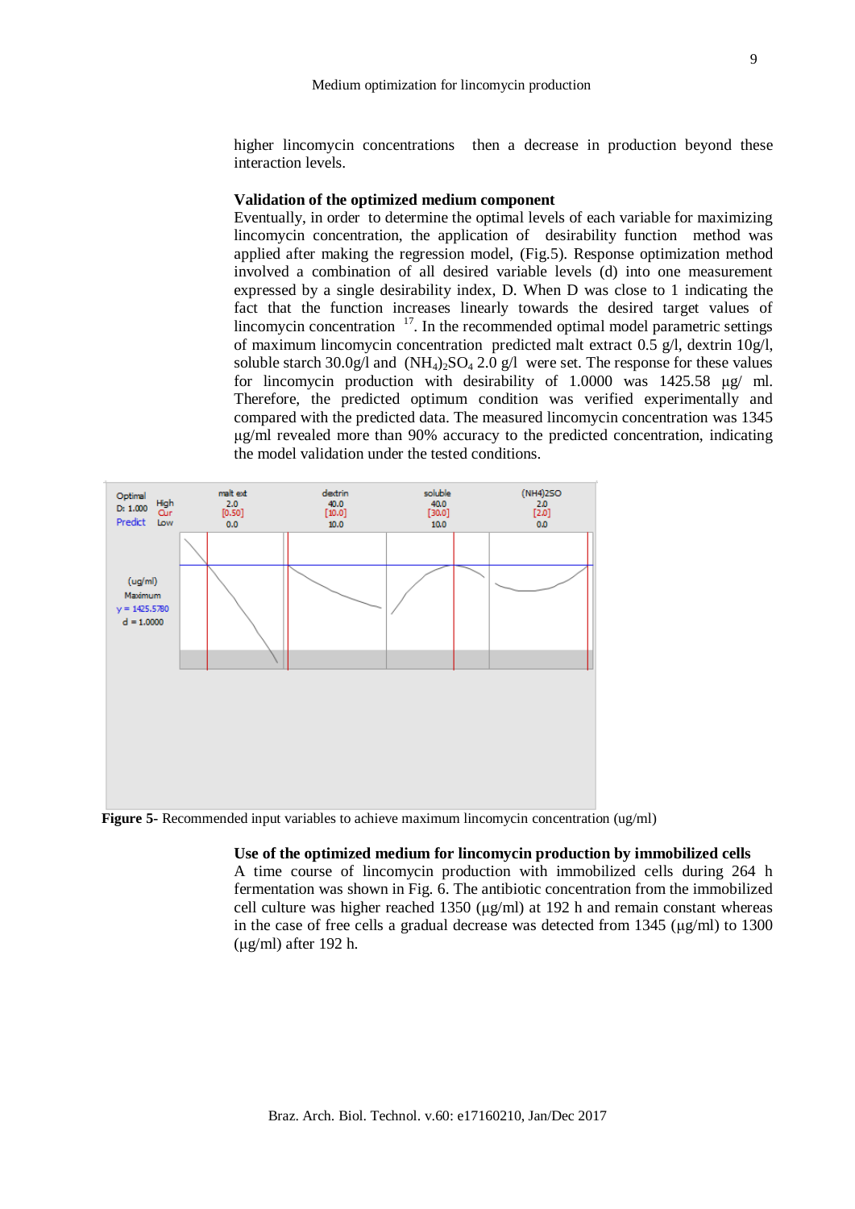higher lincomycin concentrations then a decrease in production beyond these interaction levels.

### Validation of the optimized medium component

Eventually, in order to determine the optimal levels of each variable for maximizing lincomycin concentration, the application of desirability function method was applied after making the regression model, (Fig.5). Response optimization method involved a combination of all desired variable levels (d) into one measurement expressed by a single desirability index, D. When D was close to 1 indicating the fact that the function increases linearly towards the desired target values of lincomycin concentration [17]. In the recommended optimal model parametric settings of maximum lincomycin concentration predicted malt extract 0.5 g/l, dextrin 10g/l, soluble starch 30.0g/l and $(NH_4)_2SO_4$ 2.0 g/l were set. The response for these values for lincomycin production with desirability of 1.0000 was 1425.58 µg/ ml. Therefore, the predicted optimum condition was verified experimentally and compared with the predicted data. The measured lincomycin concentration was 1345 µg/ml revealed more than 90% accuracy to the predicted concentration, indicating the model validation under the tested conditions.

**Figure 5-** Recommended input variables to achieve maximum lincomycin concentration (ug/ml)

### Use of the optimized medium for lincomycin production by immobilized cells

A time course of lincomycin production with immobilized cells during 264 h fermentation was shown in Fig. 6. The antibiotic concentration from the immobilized cell culture was higher reached 1350 (µg/ml) at 192 h and remain constant whereas in the case of free cells a gradual decrease was detected from 1345 (µg/ml) to 1300 (µg/ml) after 192 h.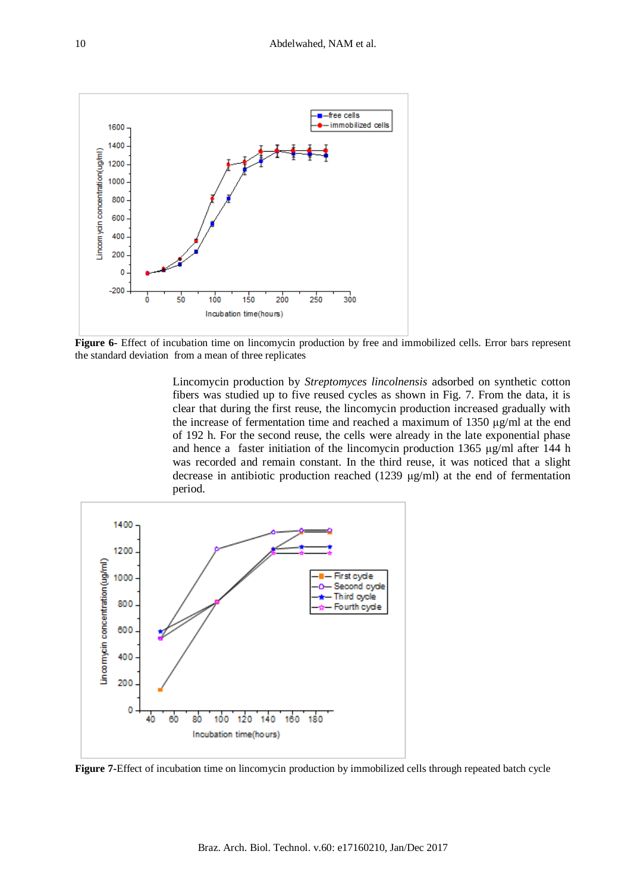**Figure 6**- Effect of incubation time on lincomycin production by free and immobilized cells. Error bars represent the standard deviation from a mean of three replicates

Lincomycin production by *Streptomyces lincolnensis* adsorbed on synthetic cotton fibers was studied up to five reused cycles as shown in Fig. 7. From the data, it is clear that during the first reuse, the lincomycin production increased gradually with the increase of fermentation time and reached a maximum of 1350 µg/ml at the end of 192 h. For the second reuse, the cells were already in the late exponential phase and hence a faster initiation of the lincomycin production 1365 µg/ml after 144 h was recorded and remain constant. In the third reuse, it was noticed that a slight decrease in antibiotic production reached (1239 µg/ml) at the end of fermentation period.

**Figure 7**-Effect of incubation time on lincomycin production by immobilized cells through repeated batch cycle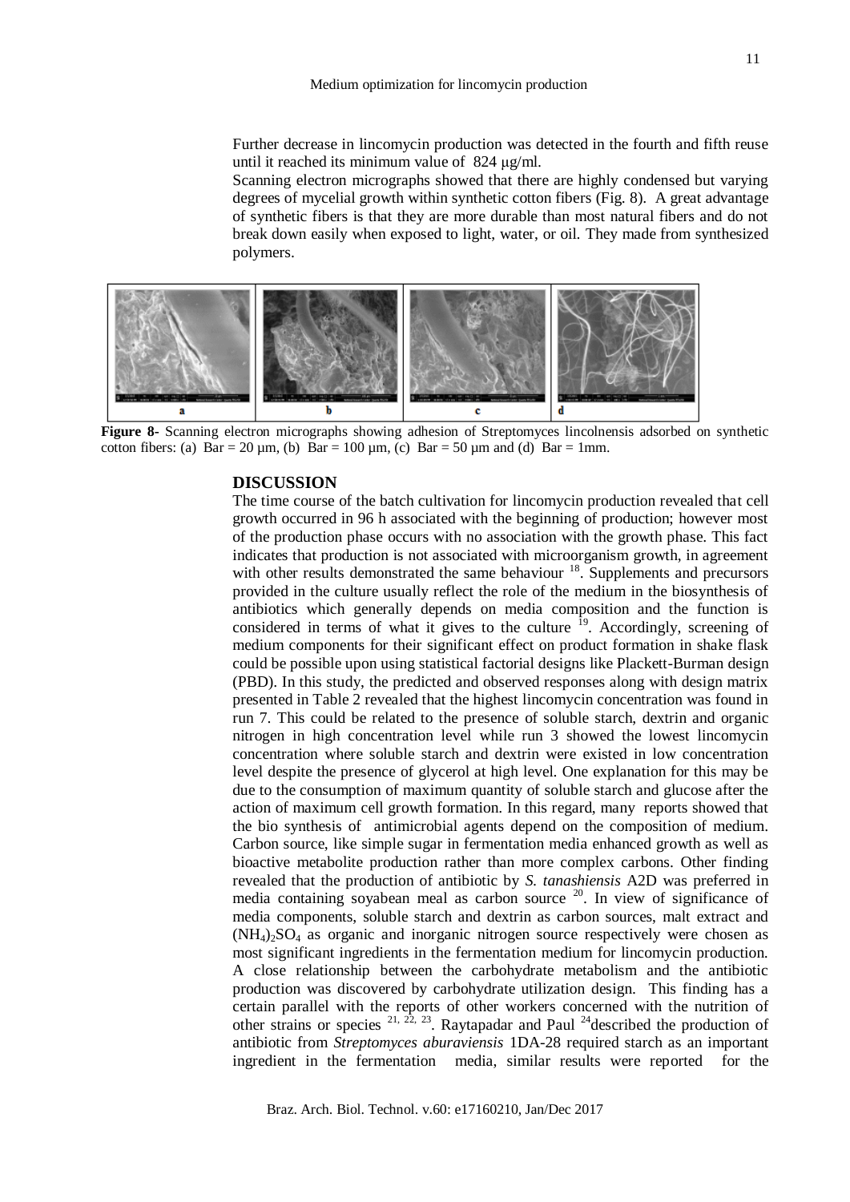Further decrease in lincomycin production was detected in the fourth and fifth reuse until it reached its minimum value of 824 μg/ml.

Scanning electron micrographs showed that there are highly condensed but varying degrees of mycelial growth within synthetic cotton fibers (Fig. 8). A great advantage of synthetic fibers is that they are more durable than most natural fibers and do not break down easily when exposed to light, water, or oil. They made from synthesized polymers.

**Figure 8-** Scanning electron micrographs showing adhesion of Streptomyces lincolnensis adsorbed on synthetic cotton fibers: (a) Bar = 20 µm, (b) Bar = 100 µm, (c) Bar = 50 µm and (d) Bar = 1mm.

## DISCUSSION

The time course of the batch cultivation for lincomycin production revealed that cell growth occurred in 96 h associated with the beginning of production; however most of the production phase occurs with no association with the growth phase. This fact indicates that production is not associated with microorganism growth, in agreement with other results demonstrated the same behaviour [18]. Supplements and precursors provided in the culture usually reflect the role of the medium in the biosynthesis of antibiotics which generally depends on media composition and the function is considered in terms of what it gives to the culture [19]. Accordingly, screening of medium components for their significant effect on product formation in shake flask could be possible upon using statistical factorial designs like Plackett-Burman design (PBD). In this study, the predicted and observed responses along with design matrix presented in Table 2 revealed that the highest lincomycin concentration was found in run 7. This could be related to the presence of soluble starch, dextrin and organic nitrogen in high concentration level while run 3 showed the lowest lincomycin concentration where soluble starch and dextrin were existed in low concentration level despite the presence of glycerol at high level. One explanation for this may be due to the consumption of maximum quantity of soluble starch and glucose after the action of maximum cell growth formation. In this regard, many reports showed that the bio synthesis of antimicrobial agents depend on the composition of medium. Carbon source, like simple sugar in fermentation media enhanced growth as well as bioactive metabolite production rather than more complex carbons. Other finding revealed that the production of antibiotic by *S. tanashiensis* A2D was preferred in media containing soyabean meal as carbon source [20]. In view of significance of media components, soluble starch and dextrin as carbon sources, malt extract and $(NH_4)_2SO_4$ as organic and inorganic nitrogen source respectively were chosen as most significant ingredients in the fermentation medium for lincomycin production. A close relationship between the carbohydrate metabolism and the antibiotic production was discovered by carbohydrate utilization design. This finding has a certain parallel with the reports of other workers concerned with the nutrition of other strains or species [21, 22, 23]. Raytapadar and Paul [24] described the production of antibiotic from *Streptomyces aburaviensis* 1DA-28 required starch as an important ingredient in the fermentation media, similar results were reported for the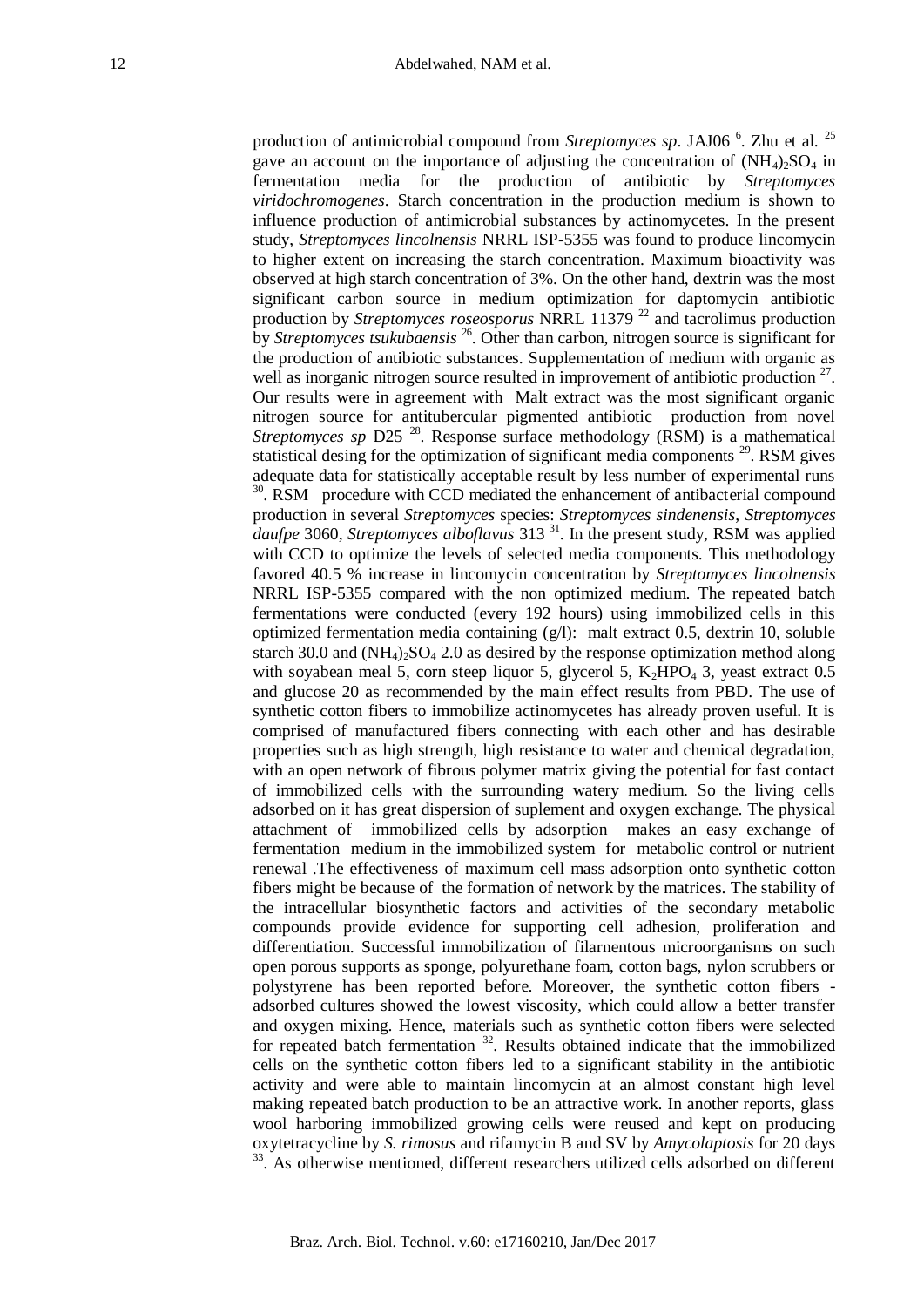production of antimicrobial compound from *Streptomyces sp*. JAJ06 [6]. Zhu et al. [25] gave an account on the importance of adjusting the concentration of $(NH_4)_2SO_4$ in fermentation media for the production of antibiotic by *Streptomyces viridochromogenes*. Starch concentration in the production medium is shown to influence production of antimicrobial substances by actinomycetes. In the present study, *Streptomyces lincolnensis* NRRL ISP-5355 was found to produce lincomycin to higher extent on increasing the starch concentration. Maximum bioactivity was observed at high starch concentration of 3%. On the other hand, dextrin was the most significant carbon source in medium optimization for daptomycin antibiotic production by *Streptomyces roseosporus* NRRL 11379 [22] and tacrolimus production by *Streptomyces tsukubaensis* [26]. Other than carbon, nitrogen source is significant for the production of antibiotic substances. Supplementation of medium with organic as well as inorganic nitrogen source resulted in improvement of antibiotic production [27]. Our results were in agreement with Malt extract was the most significant organic nitrogen source for antitubercular pigmented antibiotic production from novel *Streptomyces sp* D25 [28]. Response surface methodology (RSM) is a mathematical statistical desing for the optimization of significant media components [29]. RSM gives adequate data for statistically acceptable result by less number of experimental runs [30]. RSM procedure with CCD mediated the enhancement of antibacterial compound production in several *Streptomyces* species: *Streptomyces sindenensis*, *Streptomyces daufpe* 3060, *Streptomyces alboflavus* 313 [31]. In the present study, RSM was applied with CCD to optimize the levels of selected media components. This methodology favored 40.5 % increase in lincomycin concentration by *Streptomyces lincolnensis* NRRL ISP-5355 compared with the non optimized medium. The repeated batch fermentations were conducted (every 192 hours) using immobilized cells in this optimized fermentation media containing (g/l): malt extract 0.5, dextrin 10, soluble starch 30.0 and $(NH_4)_2SO_4$ 2.0 as desired by the response optimization method along with soyabean meal 5, corn steep liquor 5, glycerol 5, $K_2HPO_4$ 3, yeast extract 0.5 and glucose 20 as recommended by the main effect results from PBD. The use of synthetic cotton fibers to immobilize actinomycetes has already proven useful. It is comprised of manufactured fibers connecting with each other and has desirable properties such as high strength, high resistance to water and chemical degradation, with an open network of fibrous polymer matrix giving the potential for fast contact of immobilized cells with the surrounding watery medium. So the living cells adsorbed on it has great dispersion of suplement and oxygen exchange. The physical attachment of immobilized cells by adsorption makes an easy exchange of fermentation medium in the immobilized system for metabolic control or nutrient renewal .The effectiveness of maximum cell mass adsorption onto synthetic cotton fibers might be because of the formation of network by the matrices. The stability of the intracellular biosynthetic factors and activities of the secondary metabolic compounds provide evidence for supporting cell adhesion, proliferation and differentiation. Successful immobilization of filarnentous microorganisms on such open porous supports as sponge, polyurethane foam, cotton bags, nylon scrubbers or polystyrene has been reported before. Moreover, the synthetic cotton fibers - adsorbed cultures showed the lowest viscosity, which could allow a better transfer and oxygen mixing. Hence, materials such as synthetic cotton fibers were selected for repeated batch fermentation [32]. Results obtained indicate that the immobilized cells on the synthetic cotton fibers led to a significant stability in the antibiotic activity and were able to maintain lincomycin at an almost constant high level making repeated batch production to be an attractive work. In another reports, glass wool harboring immobilized growing cells were reused and kept on producing oxytetracycline by *S. rimosus* and rifamycin B and SV by *Amycolaptosis* for 20 days [33]. As otherwise mentioned, different researchers utilized cells adsorbed on different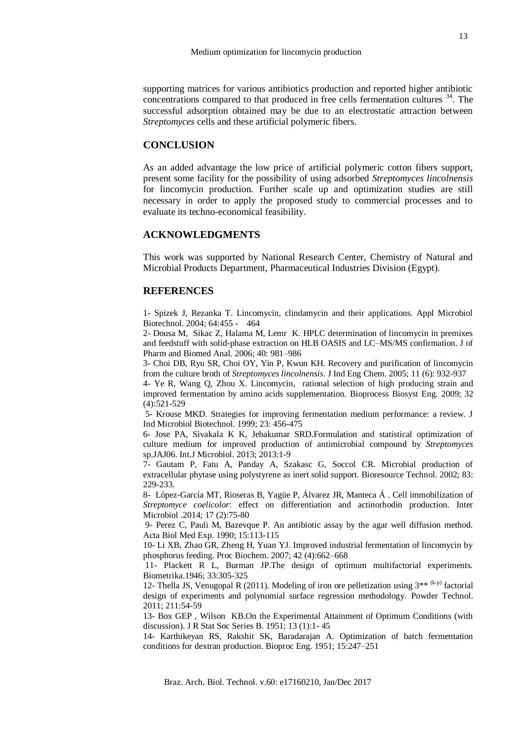supporting matrices for various antibiotics production and reported higher antibiotic concentrations compared to that produced in free cells fermentation cultures [34]. The successful adsorption obtained may be due to an electrostatic attraction between *Streptomyces* cells and these artificial polymeric fibers.

## CONCLUSION

As an added advantage the low price of artificial polymeric cotton fibers support, present some facility for the possibility of using adsorbed *Streptomyces lincolnensis* for lincomycin production. Further scale up and optimization studies are still necessary in order to apply the proposed study to commercial processes and to evaluate its techno-economical feasibility.

## ACKNOWLEDGMENTS

This work was supported by National Research Center, Chemistry of Natural and Microbial Products Department, Pharmaceutical Industries Division (Egypt).

## REFERENCES

1- Spizek J, Rezanka T. Lincomycin, clindamycin and their applications. Appl Microbiol Biotechnol. 2004; 64:455 - 464

2- Dousa M, Sikac Z, Halama M, Lemr K. HPLC determination of lincomycin in premixes and feedstuff with solid-phase extraction on HLB OASIS and LC–MS/MS confirmation. J of Pharm and Biomed Anal. 2006; 40: 981–986

3- Choi DB, Ryu SR, Choi OY, Yin P, Kwun KH. Recovery and purification of lincomycin from the culture broth of *Streptomyces lincolnensis*. J Ind Eng Chem. 2005; 11 (6): 932-937

4- Ye R, Wang Q, Zhou X. Lincomycin, rational selection of high producing strain and improved fermentation by amino acids supplementation. Bioprocess Biosyst Eng. 2009; 32 (4):521-529

5- Krouse MKD. Strategies for improving fermentation medium performance: a review. J Ind Microbiol Biotechnol. 1999; 23: 456-475

6- Jose PA, Sivakala K K, Jebakumar SRD.Formulation and statistical optimization of culture medium for improved production of antimicrobial compound by *Streptomyces* sp.JAJ06. Int.J Microbiol. 2013; 2013:1-9

7- Gautam P, Fatu A, Panday A, Szakasc G, Soccol CR. Microbial production of extracellular phytase using polystyrene as inert solid support. Bioresource Technol. 2002; 83: 229-233.

8- López-García MT, Rioseras B, Yagüe P, Álvarez JR, Manteca Á . Cell immobilization of *Streptomyce coelicolor*: effect on differentiation and actinorhodin production. Inter Microbiol .2014; 17 (2):75-80

9- Perez C, Pauli M, Bazevque P. An antibiotic assay by the agar well diffusion method. Acta Biol Med Exp. 1990; 15:113-115

10- Li XB, Zhao GR, Zheng H, Yuan YJ. Improved industrial fermentation of lincomycin by phosphorus feeding. Proc Biochem. 2007; 42 (4):662–668

11- Plackett R L, Burman JP.The design of optimum multifactorial experiments. Biometrika.1946; 33:305-325

12- Thella JS, Venugopal R (2011). Modeling of iron ore pelletization using $3^{**(k-p)}$ factorial design of experiments and polynomial surface regression methodology. Powder Technol. 2011; 211:54-59

13- Box GEP , Wilson KB.On the Experimental Attainment of Optimum Conditions (with discussion). J R Stat Soc Series B. 1951; 13 (1):1- 45

14- Karthikeyan RS, Rakshit SK, Baradarajan A. Optimization of batch fermentation conditions for dextran production. Bioproc Eng. 1951; 15:247–251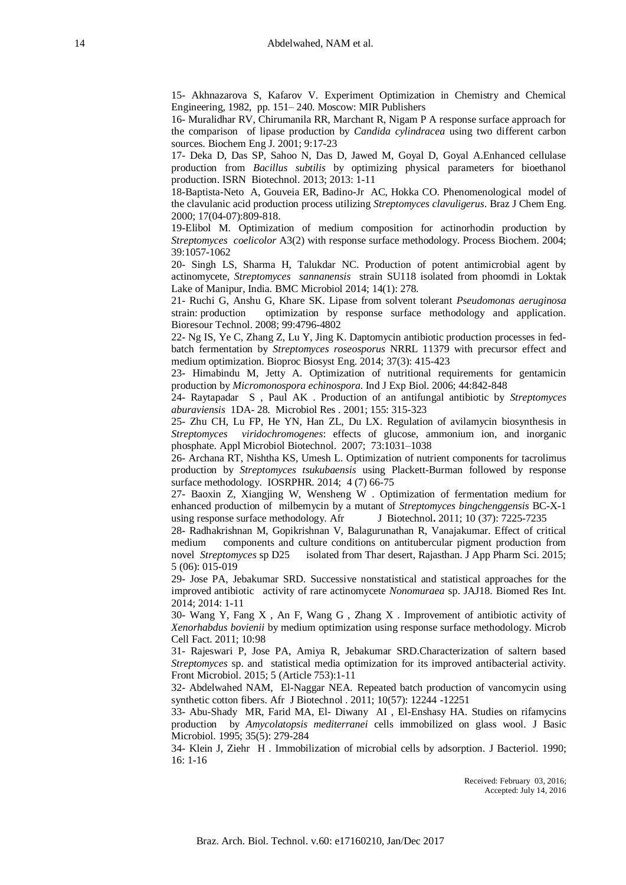15- Akhnazarova S, Kafarov V. Experiment Optimization in Chemistry and Chemical Engineering, 1982, pp. 151– 240. Moscow: MIR Publishers

16- Muralidhar RV, Chirumanila RR, Marchant R, Nigam P A response surface approach for the comparison of lipase production by *Candida cylindracea* using two different carbon sources. Biochem Eng J. 2001; 9:17-23

17- Deka D, Das SP, Sahoo N, Das D, Jawed M, Goyal D, Goyal A.Enhanced cellulase production from *Bacillus subtilis* by optimizing physical parameters for bioethanol production. ISRN Biotechnol. 2013; 2013: 1-11

18-Baptista-Neto A, Gouveia ER, Badino-Jr AC, Hokka CO. Phenomenological model of the clavulanic acid production process utilizing *Streptomyces clavuligerus*. Braz J Chem Eng. 2000; 17(04-07):809-818.

19-Elibol M. Optimization of medium composition for actinorhodin production by *Streptomyces coelicolor* A3(2) with response surface methodology. Process Biochem. 2004; 39:1057-1062

20- Singh LS, Sharma H, Talukdar NC. Production of potent antimicrobial agent by actinomycete, *Streptomyces sannanensis* strain SU118 isolated from phoomdi in Loktak Lake of Manipur, India. BMC Microbiol 2014; 14(1): 278.

21- Ruchi G, Anshu G, Khare SK. Lipase from solvent tolerant *Pseudomonas aeruginosa* strain: production optimization by response surface methodology and application. Bioresour Technol. 2008; 99:4796-4802

22- Ng IS, Ye C, Zhang Z, Lu Y, Jing K. Daptomycin antibiotic production processes in fed-batch fermentation by *Streptomyces roseosporus* NRRL 11379 with precursor effect and medium optimization. Bioproc Biosyst Eng. 2014; 37(3): 415-423

23- Himabindu M, Jetty A. Optimization of nutritional requirements for gentamicin production by *Micromonospora echinospora*. Ind J Exp Biol. 2006; 44:842-848

24- Raytapadar S , Paul AK . Production of an antifungal antibiotic by *Streptomyces aburaviensis* 1DA- 28. Microbiol Res . 2001; 155: 315-323

25- Zhu CH, Lu FP, He YN, Han ZL, Du LX. Regulation of avilamycin biosynthesis in *Streptomyces viridochromogenes*: effects of glucose, ammonium ion, and inorganic phosphate. Appl Microbiol Biotechnol. 2007; 73:1031–1038

26- Archana RT, Nishtha KS, Umesh L. Optimization of nutrient components for tacrolimus production by *Streptomyces tsukubaensis* using Plackett-Burman followed by response surface methodology. IOSRPHR. 2014; 4 (7) 66-75

27- Baoxin Z, Xiangjing W, Wensheng W . Optimization of fermentation medium for enhanced production of milbemycin by a mutant of *Streptomyces bingchenggensis* BC-X-1 using response surface methodology. Afr J Biotechnol**.** 2011; 10 (37): 7225-7235

28- Radhakrishnan M, Gopikrishnan V, Balagurunathan R, Vanajakumar. Effect of critical medium components and culture conditions on antitubercular pigment production from novel *Streptomyces* sp D25 isolated from Thar desert, Rajasthan. J App Pharm Sci. 2015; 5 (06): 015-019

29- Jose PA, Jebakumar SRD. Successive nonstatistical and statistical approaches for the improved antibiotic activity of rare actinomycete *Nonomuraea* sp. JAJ18. Biomed Res Int. 2014; 2014: 1-11

30- Wang Y, Fang X , An F, Wang G , Zhang X . Improvement of antibiotic activity of *Xenorhabdus bovienii* by medium optimization using response surface methodology. Microb Cell Fact. 2011; 10:98

31- Rajeswari P, Jose PA, Amiya R, Jebakumar SRD.Characterization of saltern based *Streptomyces* sp. and statistical media optimization for its improved antibacterial activity. Front Microbiol. 2015; 5 (Article 753):1-11

32- Abdelwahed NAM, El-Naggar NEA. Repeated batch production of vancomycin using synthetic cotton fibers. Afr J Biotechnol . 2011; 10(57): 12244 -12251

33- Abu-Shady MR, Farid MA, El- Diwany AI , El-Enshasy HA. Studies on rifamycins production by *Amycolatopsis mediterranei* cells immobilized on glass wool. J Basic Microbiol. 1995; 35(5): 279-284

34- Klein J, Ziehr H . Immobilization of microbial cells by adsorption. J Bacteriol. 1990; 16: 1-16

Received: February 03, 2016;
Accepted: July 14, 2016